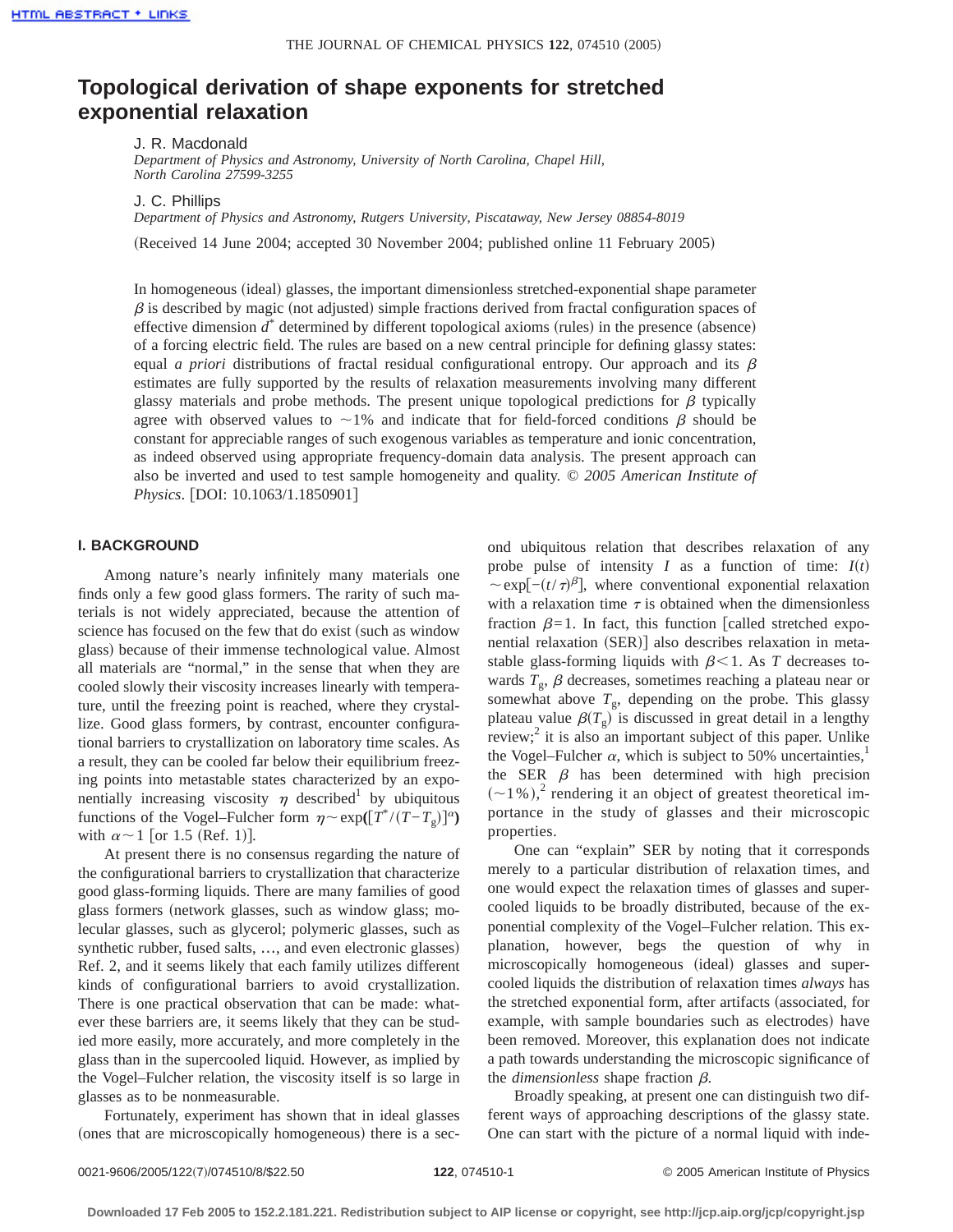# Topological derivation of shape exponents for stretched exponential relaxation

J. R. Macdonald
*Department of Physics and Astronomy, University of North Carolina, Chapel Hill, North Carolina 27599-3255*

J. C. Phillips
*Department of Physics and Astronomy, Rutgers University, Piscataway, New Jersey 08854-8019*

(Received 14 June 2004; accepted 30 November 2004; published online 11 February 2005)

In homogeneous (ideal) glasses, the important dimensionless stretched-exponential shape parameter $\beta$ is described by magic (not adjusted) simple fractions derived from fractal configuration spaces of effective dimension $d^*$ determined by different topological axioms (rules) in the presence (absence) of a forcing electric field. The rules are based on a new central principle for defining glassy states: equal *a priori* distributions of fractal residual configurational entropy. Our approach and its $\beta$ estimates are fully supported by the results of relaxation measurements involving many different glassy materials and probe methods. The present unique topological predictions for $\beta$ typically agree with observed values to $\sim$1% and indicate that for field-forced conditions $\beta$ should be constant for appreciable ranges of such exogenous variables as temperature and ionic concentration, as indeed observed using appropriate frequency-domain data analysis. The present approach can also be inverted and used to test sample homogeneity and quality. © *2005 American Institute of Physics*. [DOI: 10.1063/1.1850901]

## I. BACKGROUND

Among nature's nearly infinitely many materials one finds only a few good glass formers. The rarity of such materials is not widely appreciated, because the attention of science has focused on the few that do exist (such as window glass) because of their immense technological value. Almost all materials are "normal," in the sense that when they are cooled slowly their viscosity increases linearly with temperature, until the freezing point is reached, where they crystallize. Good glass formers, by contrast, encounter configurational barriers to crystallization on laboratory time scales. As a result, they can be cooled far below their equilibrium freezing points into metastable states characterized by an exponentially increasing viscosity $\eta$ described[1] by ubiquitous functions of the Vogel–Fulcher form $\eta \sim \exp([T^*/(T-T_g)]^{\alpha})$ with $\alpha \sim 1$ [or 1.5 (Ref. 1)].

At present there is no consensus regarding the nature of the configurational barriers to crystallization that characterize good glass-forming liquids. There are many families of good glass formers (network glasses, such as window glass; molecular glasses, such as glycerol; polymeric glasses, such as synthetic rubber, fused salts, …, and even electronic glasses) Ref. 2, and it seems likely that each family utilizes different kinds of configurational barriers to avoid crystallization. There is one practical observation that can be made: whatever these barriers are, it seems likely that they can be studied more easily, more accurately, and more completely in the glass than in the supercooled liquid. However, as implied by the Vogel–Fulcher relation, the viscosity itself is so large in glasses as to be nonmeasurable.

Fortunately, experiment has shown that in ideal glasses (ones that are microscopically homogeneous) there is a second ubiquitous relation that describes relaxation of any probe pulse of intensity $I$ as a function of time: $I(t) \sim \exp[-(t/\tau)^{\beta}]$, where conventional exponential relaxation with a relaxation time $\tau$ is obtained when the dimensionless fraction $\beta=1$. In fact, this function [called stretched exponential relaxation (SER)] also describes relaxation in metastable glass-forming liquids with $\beta<1$. As $T$ decreases towards $T_g$, $\beta$ decreases, sometimes reaching a plateau near or somewhat above $T_g$, depending on the probe. This glassy plateau value $\beta(T_g)$ is discussed in great detail in a lengthy review;[2] it is also an important subject of this paper. Unlike the Vogel–Fulcher $\alpha$, which is subject to 50% uncertainties,[1] the SER $\beta$ has been determined with high precision ($\sim$1%),[2] rendering it an object of greatest theoretical importance in the study of glasses and their microscopic properties.

One can "explain" SER by noting that it corresponds merely to a particular distribution of relaxation times, and one would expect the relaxation times of glasses and supercooled liquids to be broadly distributed, because of the exponential complexity of the Vogel–Fulcher relation. This explanation, however, begs the question of why in microscopically homogeneous (ideal) glasses and supercooled liquids the distribution of relaxation times *always* has the stretched exponential form, after artifacts (associated, for example, with sample boundaries such as electrodes) have been removed. Moreover, this explanation does not indicate a path towards understanding the microscopic significance of the *dimensionless* shape fraction $\beta$.

Broadly speaking, at present one can distinguish two different ways of approaching descriptions of the glassy state. One can start with the picture of a normal liquid with inde-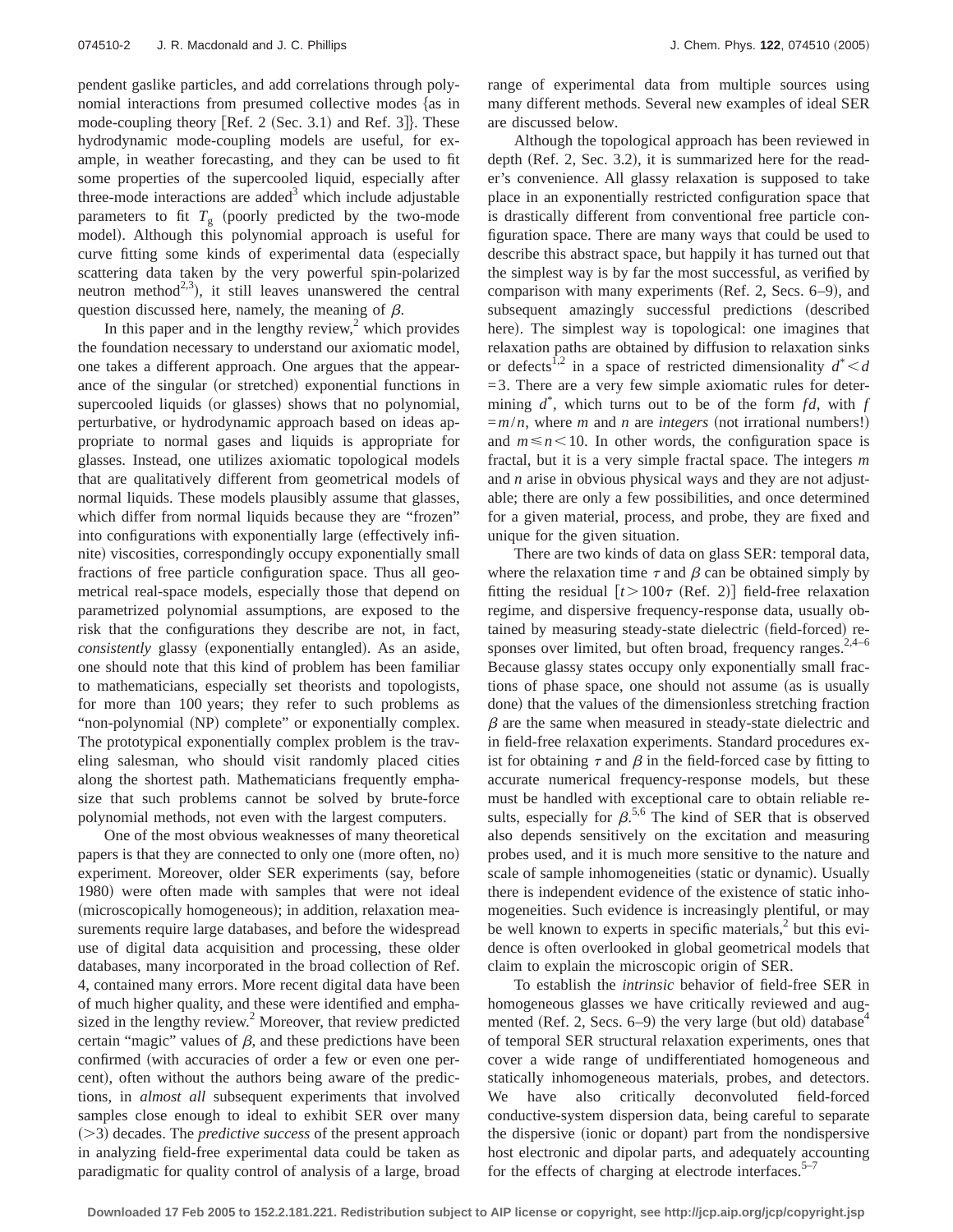pendent gaslike particles, and add correlations through polynomial interactions from presumed collective modes {as in mode-coupling theory [Ref. 2 (Sec. 3.1) and Ref. 3]}. These hydrodynamic mode-coupling models are useful, for example, in weather forecasting, and they can be used to fit some properties of the supercooled liquid, especially after three-mode interactions are added[3] which include adjustable parameters to fit $T_g$ (poorly predicted by the two-mode model). Although this polynomial approach is useful for curve fitting some kinds of experimental data (especially scattering data taken by the very powerful spin-polarized neutron method[2,3]), it still leaves unanswered the central question discussed here, namely, the meaning of $\beta$.

In this paper and in the lengthy review,[2] which provides the foundation necessary to understand our axiomatic model, one takes a different approach. One argues that the appearance of the singular (or stretched) exponential functions in supercooled liquids (or glasses) shows that no polynomial, perturbative, or hydrodynamic approach based on ideas appropriate to normal gases and liquids is appropriate for glasses. Instead, one utilizes axiomatic topological models that are qualitatively different from geometrical models of normal liquids. These models plausibly assume that glasses, which differ from normal liquids because they are "frozen" into configurations with exponentially large (effectively infinite) viscosities, correspondingly occupy exponentially small fractions of free particle configuration space. Thus all geometrical real-space models, especially those that depend on parametrized polynomial assumptions, are exposed to the risk that the configurations they describe are not, in fact, *consistently* glassy (exponentially entangled). As an aside, one should note that this kind of problem has been familiar to mathematicians, especially set theorists and topologists, for more than 100 years; they refer to such problems as "non-polynomial (NP) complete" or exponentially complex. The prototypical exponentially complex problem is the traveling salesman, who should visit randomly placed cities along the shortest path. Mathematicians frequently emphasize that such problems cannot be solved by brute-force polynomial methods, not even with the largest computers.

One of the most obvious weaknesses of many theoretical papers is that they are connected to only one (more often, no) experiment. Moreover, older SER experiments (say, before 1980) were often made with samples that were not ideal (microscopically homogeneous); in addition, relaxation measurements require large databases, and before the widespread use of digital data acquisition and processing, these older databases, many incorporated in the broad collection of Ref. 4, contained many errors. More recent digital data have been of much higher quality, and these were identified and emphasized in the lengthy review.[2] Moreover, that review predicted certain "magic" values of $\beta$, and these predictions have been confirmed (with accuracies of order a few or even one percent), often without the authors being aware of the predictions, in *almost all* subsequent experiments that involved samples close enough to ideal to exhibit SER over many (>3) decades. The *predictive success* of the present approach in analyzing field-free experimental data could be taken as paradigmatic for quality control of analysis of a large, broad range of experimental data from multiple sources using many different methods. Several new examples of ideal SER are discussed below.

Although the topological approach has been reviewed in depth (Ref. 2, Sec. 3.2), it is summarized here for the reader's convenience. All glassy relaxation is supposed to take place in an exponentially restricted configuration space that is drastically different from conventional free particle configuration space. There are many ways that could be used to describe this abstract space, but happily it has turned out that the simplest way is by far the most successful, as verified by comparison with many experiments (Ref. 2, Secs. 6–9), and subsequent amazingly successful predictions (described here). The simplest way is topological: one imagines that relaxation paths are obtained by diffusion to relaxation sinks or defects[1,2] in a space of restricted dimensionality $d^* < d = 3$. There are a very few simple axiomatic rules for determining $d^*$, which turns out to be of the form $fd$, with $f = m/n$, where $m$ and $n$ are *integers* (not irrational numbers!) and $m \leq n < 10$. In other words, the configuration space is fractal, but it is a very simple fractal space. The integers $m$ and $n$ arise in obvious physical ways and they are not adjustable; there are only a few possibilities, and once determined for a given material, process, and probe, they are fixed and unique for the given situation.

There are two kinds of data on glass SER: temporal data, where the relaxation time $\tau$ and $\beta$ can be obtained simply by fitting the residual [$t > 100\tau$ (Ref. 2)] field-free relaxation regime, and dispersive frequency-response data, usually obtained by measuring steady-state dielectric (field-forced) responses over limited, but often broad, frequency ranges.[2,4–6] Because glassy states occupy only exponentially small fractions of phase space, one should not assume (as is usually done) that the values of the dimensionless stretching fraction $\beta$ are the same when measured in steady-state dielectric and in field-free relaxation experiments. Standard procedures exist for obtaining $\tau$ and $\beta$ in the field-forced case by fitting to accurate numerical frequency-response models, but these must be handled with exceptional care to obtain reliable results, especially for $\beta$.[5,6] The kind of SER that is observed also depends sensitively on the excitation and measuring probes used, and it is much more sensitive to the nature and scale of sample inhomogeneities (static or dynamic). Usually there is independent evidence of the existence of static inhomogeneities. Such evidence is increasingly plentiful, or may be well known to experts in specific materials,[2] but this evidence is often overlooked in global geometrical models that claim to explain the microscopic origin of SER.

To establish the *intrinsic* behavior of field-free SER in homogeneous glasses we have critically reviewed and augmented (Ref. 2, Secs. 6–9) the very large (but old) database[4] of temporal SER structural relaxation experiments, ones that cover a wide range of undifferentiated homogeneous and statically inhomogeneous materials, probes, and detectors. We have also critically deconvoluted field-forced conductive-system dispersion data, being careful to separate the dispersive (ionic or dopant) part from the nondispersive host electronic and dipolar parts, and adequately accounting for the effects of charging at electrode interfaces.[5–7]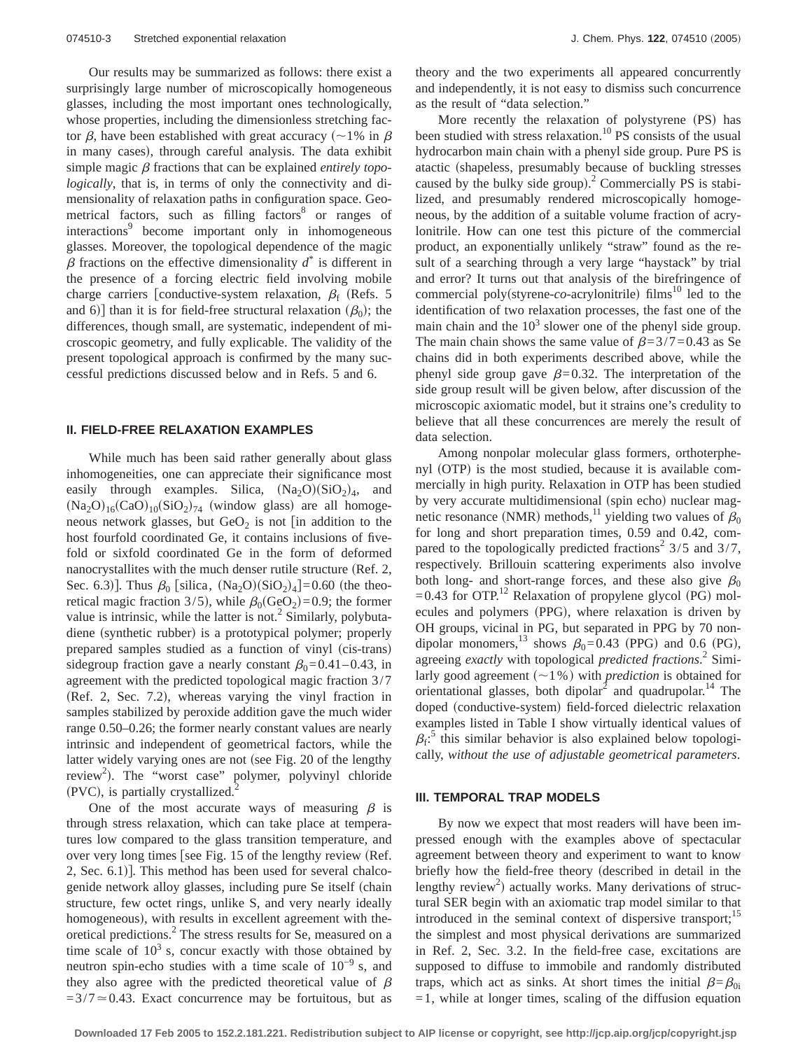Our results may be summarized as follows: there exist a surprisingly large number of microscopically homogeneous glasses, including the most important ones technologically, whose properties, including the dimensionless stretching factor $\beta$, have been established with great accuracy ($\sim$1% in $\beta$ in many cases), through careful analysis. The data exhibit simple magic $\beta$ fractions that can be explained *entirely topologically*, that is, in terms of only the connectivity and dimensionality of relaxation paths in configuration space. Geometrical factors, such as filling factors[8] or ranges of interactions[9] become important only in inhomogeneous glasses. Moreover, the topological dependence of the magic $\beta$ fractions on the effective dimensionality $d^*$ is different in the presence of a forcing electric field involving mobile charge carriers [conductive-system relaxation, $\beta_f$ (Refs. 5 and 6)] than it is for field-free structural relaxation ($\beta_0$); the differences, though small, are systematic, independent of microscopic geometry, and fully explicable. The validity of the present topological approach is confirmed by the many successful predictions discussed below and in Refs. 5 and 6.

## II. FIELD-FREE RELAXATION EXAMPLES

While much has been said rather generally about glass inhomogeneities, one can appreciate their significance most easily through examples. Silica, $(Na_2O)(SiO_2)_4$, and $(Na_2O)_{16}(CaO)_{10}(SiO_2)_{74}$ (window glass) are all homogeneous network glasses, but $GeO_2$ is not [in addition to the host fourfold coordinated Ge, it contains inclusions of fivefold or sixfold coordinated Ge in the form of deformed nanocrystallites with the much denser rutile structure (Ref. 2, Sec. 6.3)]. Thus $\beta_0$ [silica, $(Na_2O)(SiO_2)_4$]=0.60 (the theoretical magic fraction 3/5), while $\beta_0(GeO_2)=0.9$; the former value is intrinsic, while the latter is not.[2] Similarly, polybutadiene (synthetic rubber) is a prototypical polymer; properly prepared samples studied as a function of vinyl (cis-trans) sidegroup fraction gave a nearly constant $\beta_0=0.41$–0.43, in agreement with the predicted topological magic fraction 3/7 (Ref. 2, Sec. 7.2), whereas varying the vinyl fraction in samples stabilized by peroxide addition gave the much wider range 0.50–0.26; the former nearly constant values are nearly intrinsic and independent of geometrical factors, while the latter widely varying ones are not (see Fig. 20 of the lengthy review[2]). The "worst case" polymer, polyvinyl chloride (PVC), is partially crystallized.[2]

One of the most accurate ways of measuring $\beta$ is through stress relaxation, which can take place at temperatures low compared to the glass transition temperature, and over very long times [see Fig. 15 of the lengthy review (Ref. 2, Sec. 6.1)]. This method has been used for several chalcogenide network alloy glasses, including pure Se itself (chain structure, few octet rings, unlike S, and very nearly ideally homogeneous), with results in excellent agreement with theoretical predictions.[2] The stress results for Se, measured on a time scale of $10^3$ s, concur exactly with those obtained by neutron spin-echo studies with a time scale of $10^{-9}$ s, and they also agree with the predicted theoretical value of $\beta=3/7\simeq0.43$. Exact concurrence may be fortuitous, but as theory and the two experiments all appeared concurrently and independently, it is not easy to dismiss such concurrence as the result of "data selection."

More recently the relaxation of polystyrene (PS) has been studied with stress relaxation.[10] PS consists of the usual hydrocarbon main chain with a phenyl side group. Pure PS is atactic (shapeless, presumably because of buckling stresses caused by the bulky side group).[2] Commercially PS is stabilized, and presumably rendered microscopically homogeneous, by the addition of a suitable volume fraction of acrylonitrile. How can one test this picture of the commercial product, an exponentially unlikely "straw" found as the result of a searching through a very large "haystack" by trial and error? It turns out that analysis of the birefringence of commercial poly(styrene-*co*-acrylonitrile) films[10] led to the identification of two relaxation processes, the fast one of the main chain and the $10^3$ slower one of the phenyl side group. The main chain shows the same value of $\beta=3/7=0.43$ as Se chains did in both experiments described above, while the phenyl side group gave $\beta=0.32$. The interpretation of the side group result will be given below, after discussion of the microscopic axiomatic model, but it strains one's credulity to believe that all these concurrences are merely the result of data selection.

Among nonpolar molecular glass formers, orthoterphenyl (OTP) is the most studied, because it is available commercially in high purity. Relaxation in OTP has been studied by very accurate multidimensional (spin echo) nuclear magnetic resonance (NMR) methods,[11] yielding two values of $\beta_0$ for long and short preparation times, 0.59 and 0.42, compared to the topologically predicted fractions[2] 3/5 and 3/7, respectively. Brillouin scattering experiments also involve both long- and short-range forces, and these also give $\beta_0=0.43$ for OTP.[12] Relaxation of propylene glycol (PG) molecules and polymers (PPG), where relaxation is driven by OH groups, vicinal in PG, but separated in PPG by 70 nondipolar monomers,[13] shows $\beta_0=0.43$ (PPG) and 0.6 (PG), agreeing *exactly* with topological *predicted fractions*.[2] Similarly good agreement ($\sim$1%) with *prediction* is obtained for orientational glasses, both dipolar[2] and quadrupolar.[14] The doped (conductive-system) field-forced dielectric relaxation examples listed in Table I show virtually identical values of $\beta_f$:[5] this similar behavior is also explained below topologically, *without the use of adjustable geometrical parameters*.

## III. TEMPORAL TRAP MODELS

By now we expect that most readers will have been impressed enough with the examples above of spectacular agreement between theory and experiment to want to know briefly how the field-free theory (described in detail in the lengthy review[2]) actually works. Many derivations of structural SER begin with an axiomatic trap model similar to that introduced in the seminal context of dispersive transport;[15] the simplest and most physical derivations are summarized in Ref. 2, Sec. 3.2. In the field-free case, excitations are supposed to diffuse to immobile and randomly distributed traps, which act as sinks. At short times the initial $\beta=\beta_{0i}=1$, while at longer times, scaling of the diffusion equation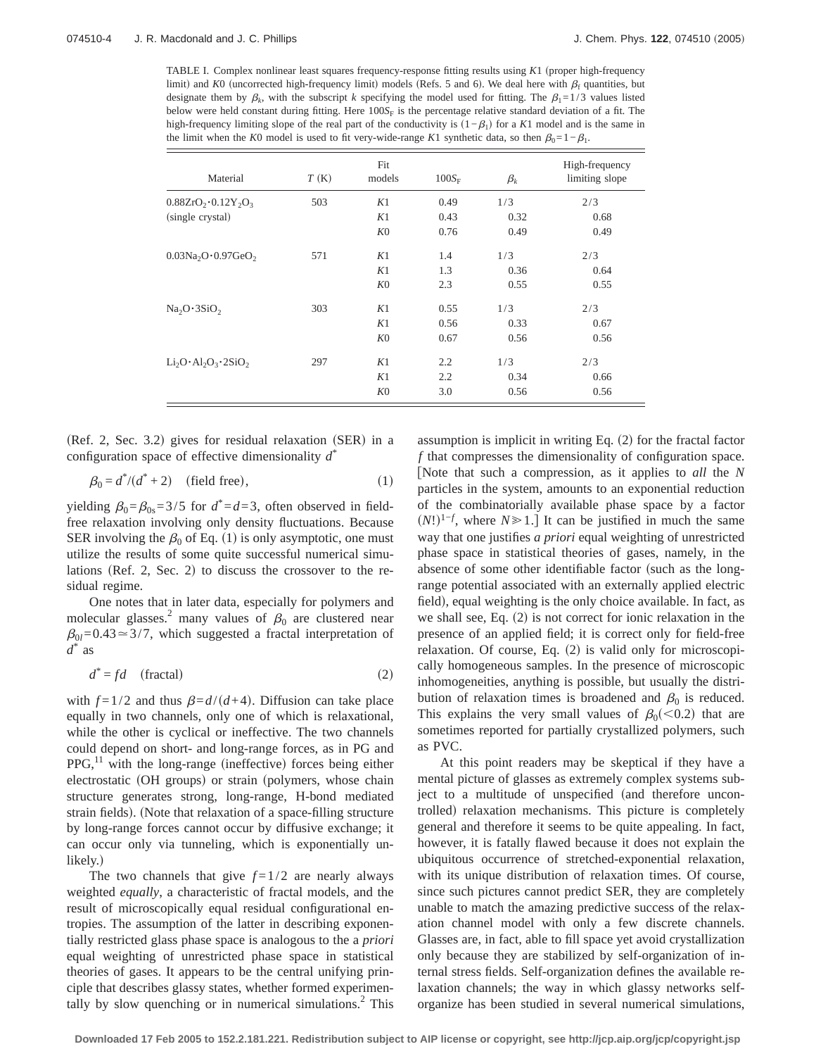TABLE I. Complex nonlinear least squares frequency-response fitting results using $K1$ (proper high-frequency limit) and $K0$ (uncorrected high-frequency limit) models (Refs. 5 and 6). We deal here with $\beta_f$ quantities, but designate them by $\beta_k$, with the subscript $k$ specifying the model used for fitting. The $\beta_1=1/3$ values listed below were held constant during fitting. Here $100S_F$ is the percentage relative standard deviation of a fit. The high-frequency limiting slope of the real part of the conductivity is $(1-\beta_1)$ for a $K1$ model and is the same in the limit when the $K0$ model is used to fit very-wide-range $K1$ synthetic data, so then $\beta_0=1-\beta_1$.

| Material | $T$ (K) | Fit models | $100S_F$ | $\beta_k$ | High-frequency limiting slope |
|---|---|---|---|---|---|
| $0.88ZrO_2 \cdot 0.12Y_2O_3$ | 503 | $K1$ | 0.49 | 1/3 | 2/3 |
| (single crystal) | | $K1$ | 0.43 | 0.32 | 0.68 |
| | | $K0$ | 0.76 | 0.49 | 0.49 |
| $0.03Na_2O \cdot 0.97GeO_2$ | 571 | $K1$ | 1.4 | 1/3 | 2/3 |
| | | $K1$ | 1.3 | 0.36 | 0.64 |
| | | $K0$ | 2.3 | 0.55 | 0.55 |
| $Na_2O \cdot 3SiO_2$ | 303 | $K1$ | 0.55 | 1/3 | 2/3 |
| | | $K1$ | 0.56 | 0.33 | 0.67 |
| | | $K0$ | 0.67 | 0.56 | 0.56 |
| $Li_2O \cdot Al_2O_3 \cdot 2SiO_2$ | 297 | $K1$ | 2.2 | 1/3 | 2/3 |
| | | $K1$ | 2.2 | 0.34 | 0.66 |
| | | $K0$ | 3.0 | 0.56 | 0.56 |

(Ref. 2, Sec. 3.2) gives for residual relaxation (SER) in a configuration space of effective dimensionality $d^*$

$$\beta_0 = d^*/(d^*+2) \quad \text{(field free)}, \tag{1}$$

yielding $\beta_0=\beta_{0s}=3/5$ for $d^*=d=3$, often observed in field-free relaxation involving only density fluctuations. Because SER involving the $\beta_0$ of Eq. (1) is only asymptotic, one must utilize the results of some quite successful numerical simulations (Ref. 2, Sec. 2) to discuss the crossover to the residual regime.

One notes that in later data, especially for polymers and molecular glasses,[2] many values of $\beta_0$ are clustered near $\beta_{0l}=0.43 \simeq 3/7$, which suggested a fractal interpretation of $d^*$ as

$$d^* = fd \quad \text{(fractal)} \tag{2}$$

with $f=1/2$ and thus $\beta=d/(d+4)$. Diffusion can take place equally in two channels, only one of which is relaxational, while the other is cyclical or ineffective. The two channels could depend on short- and long-range forces, as in PG and PPG,[11] with the long-range (ineffective) forces being either electrostatic (OH groups) or strain (polymers, whose chain structure generates strong, long-range, H-bond mediated strain fields). (Note that relaxation of a space-filling structure by long-range forces cannot occur by diffusive exchange; it can occur only via tunneling, which is exponentially unlikely.)

The two channels that give $f=1/2$ are nearly always weighted *equally*, a characteristic of fractal models, and the result of microscopically equal residual configurational entropies. The assumption of the latter in describing exponentially restricted glass phase space is analogous to the a *priori* equal weighting of unrestricted phase space in statistical theories of gases. It appears to be the central unifying principle that describes glassy states, whether formed experimentally by slow quenching or in numerical simulations.[2] This assumption is implicit in writing Eq. (2) for the fractal factor $f$ that compresses the dimensionality of configuration space. [Note that such a compression, as it applies to *all* the $N$ particles in the system, amounts to an exponential reduction of the combinatorially available phase space by a factor $(N!)^{1-f}$, where $N \gg 1$.] It can be justified in much the same way that one justifies *a priori* equal weighting of unrestricted phase space in statistical theories of gases, namely, in the absence of some other identifiable factor (such as the long-range potential associated with an externally applied electric field), equal weighting is the only choice available. In fact, as we shall see, Eq. (2) is not correct for ionic relaxation in the presence of an applied field; it is correct only for field-free relaxation. Of course, Eq. (2) is valid only for microscopically homogeneous samples. In the presence of microscopic inhomogeneities, anything is possible, but usually the distribution of relaxation times is broadened and $\beta_0$ is reduced. This explains the very small values of $\beta_0(<0.2)$ that are sometimes reported for partially crystallized polymers, such as PVC.

At this point readers may be skeptical if they have a mental picture of glasses as extremely complex systems subject to a multitude of unspecified (and therefore uncontrolled) relaxation mechanisms. This picture is completely general and therefore it seems to be quite appealing. In fact, however, it is fatally flawed because it does not explain the ubiquitous occurrence of stretched-exponential relaxation, with its unique distribution of relaxation times. Of course, since such pictures cannot predict SER, they are completely unable to match the amazing predictive success of the relaxation channel model with only a few discrete channels. Glasses are, in fact, able to fill space yet avoid crystallization only because they are stabilized by self-organization of internal stress fields. Self-organization defines the available relaxation channels; the way in which glassy networks self-organize has been studied in several numerical simulations,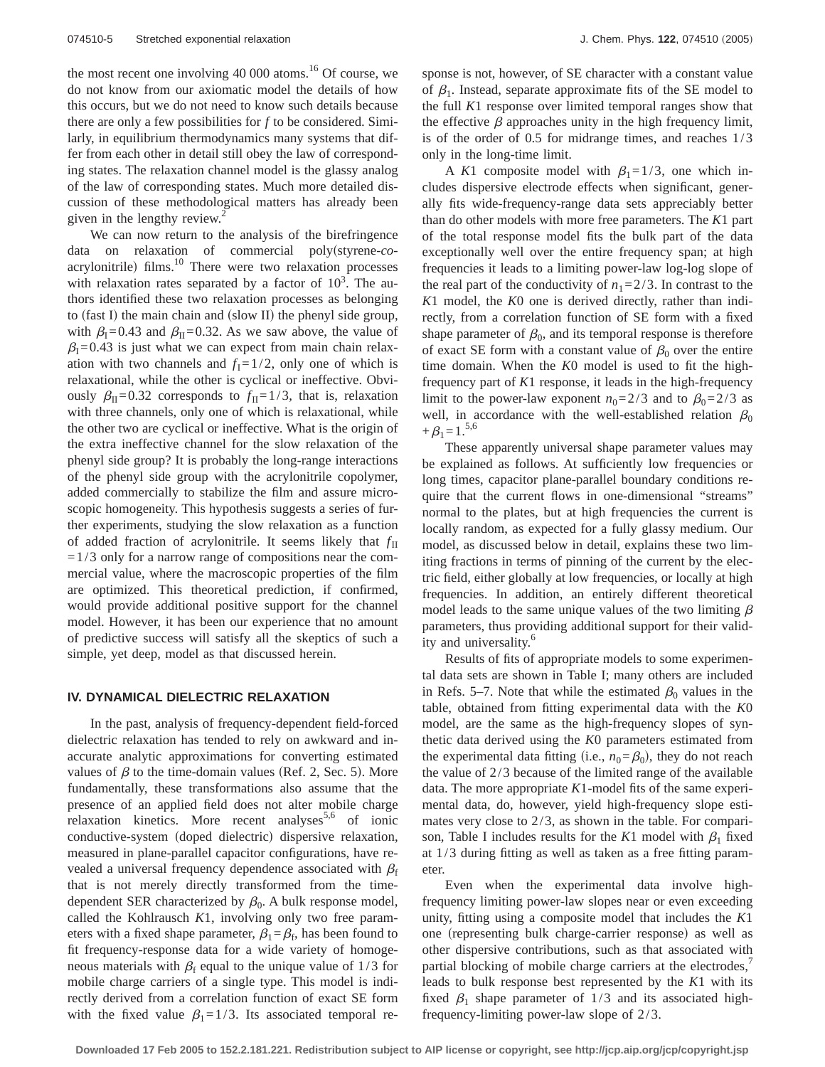the most recent one involving 40 000 atoms.[16] Of course, we do not know from our axiomatic model the details of how this occurs, but we do not need to know such details because there are only a few possibilities for $f$ to be considered. Similarly, in equilibrium thermodynamics many systems that differ from each other in detail still obey the law of corresponding states. The relaxation channel model is the glassy analog of the law of corresponding states. Much more detailed discussion of these methodological matters has already been given in the lengthy review.[2]

We can now return to the analysis of the birefringence data on relaxation of commercial poly(styrene-*co*-acrylonitrile) films.[10] There were two relaxation processes with relaxation rates separated by a factor of $10^3$. The authors identified these two relaxation processes as belonging to (fast I) the main chain and (slow II) the phenyl side group, with $\beta_{\mathrm{I}}=0.43$ and $\beta_{\mathrm{II}}=0.32$. As we saw above, the value of $\beta_{\mathrm{I}}=0.43$ is just what we can expect from main chain relaxation with two channels and $f_{\mathrm{I}}=1/2$, only one of which is relaxational, while the other is cyclical or ineffective. Obviously $\beta_{\mathrm{II}}=0.32$ corresponds to $f_{\mathrm{II}}=1/3$, that is, relaxation with three channels, only one of which is relaxational, while the other two are cyclical or ineffective. What is the origin of the extra ineffective channel for the slow relaxation of the phenyl side group? It is probably the long-range interactions of the phenyl side group with the acrylonitrile copolymer, added commercially to stabilize the film and assure microscopic homogeneity. This hypothesis suggests a series of further experiments, studying the slow relaxation as a function of added fraction of acrylonitrile. It seems likely that $f_{\mathrm{II}}=1/3$ only for a narrow range of compositions near the commercial value, where the macroscopic properties of the film are optimized. This theoretical prediction, if confirmed, would provide additional positive support for the channel model. However, it has been our experience that no amount of predictive success will satisfy all the skeptics of such a simple, yet deep, model as that discussed herein.

## IV. DYNAMICAL DIELECTRIC RELAXATION

In the past, analysis of frequency-dependent field-forced dielectric relaxation has tended to rely on awkward and inaccurate analytic approximations for converting estimated values of $\beta$ to the time-domain values (Ref. 2, Sec. 5). More fundamentally, these transformations also assume that the presence of an applied field does not alter mobile charge relaxation kinetics. More recent analyses[5,6] of ionic conductive-system (doped dielectric) dispersive relaxation, measured in plane-parallel capacitor configurations, have revealed a universal frequency dependence associated with $\beta_{\mathrm{f}}$ that is not merely directly transformed from the time-dependent SER characterized by $\beta_0$. A bulk response model, called the Kohlrausch $K1$, involving only two free parameters with a fixed shape parameter, $\beta_1=\beta_{\mathrm{f}}$, has been found to fit frequency-response data for a wide variety of homogeneous materials with $\beta_{\mathrm{f}}$ equal to the unique value of $1/3$ for mobile charge carriers of a single type. This model is indirectly derived from a correlation function of exact SE form with the fixed value $\beta_1=1/3$. Its associated temporal response is not, however, of SE character with a constant value of $\beta_1$. Instead, separate approximate fits of the SE model to the full $K1$ response over limited temporal ranges show that the effective $\beta$ approaches unity in the high frequency limit, is of the order of 0.5 for midrange times, and reaches $1/3$ only in the long-time limit.

A $K1$ composite model with $\beta_1=1/3$, one which includes dispersive electrode effects when significant, generally fits wide-frequency-range data sets appreciably better than do other models with more free parameters. The $K1$ part of the total response model fits the bulk part of the data exceptionally well over the entire frequency span; at high frequencies it leads to a limiting power-law log-log slope of the real part of the conductivity of $n_1=2/3$. In contrast to the $K1$ model, the $K0$ one is derived directly, rather than indirectly, from a correlation function of SE form with a fixed shape parameter of $\beta_0$, and its temporal response is therefore of exact SE form with a constant value of $\beta_0$ over the entire time domain. When the $K0$ model is used to fit the high-frequency part of $K1$ response, it leads in the high-frequency limit to the power-law exponent $n_0=2/3$ and to $\beta_0=2/3$ as well, in accordance with the well-established relation $\beta_0+\beta_1=1$.[5,6]

These apparently universal shape parameter values may be explained as follows. At sufficiently low frequencies or long times, capacitor plane-parallel boundary conditions require that the current flows in one-dimensional "streams" normal to the plates, but at high frequencies the current is locally random, as expected for a fully glassy medium. Our model, as discussed below in detail, explains these two limiting fractions in terms of pinning of the current by the electric field, either globally at low frequencies, or locally at high frequencies. In addition, an entirely different theoretical model leads to the same unique values of the two limiting $\beta$ parameters, thus providing additional support for their validity and universality.[6]

Results of fits of appropriate models to some experimental data sets are shown in Table I; many others are included in Refs. 5–7. Note that while the estimated $\beta_0$ values in the table, obtained from fitting experimental data with the $K0$ model, are the same as the high-frequency slopes of synthetic data derived using the $K0$ parameters estimated from the experimental data fitting (i.e., $n_0=\beta_0$), they do not reach the value of $2/3$ because of the limited range of the available data. The more appropriate $K1$-model fits of the same experimental data, do, however, yield high-frequency slope estimates very close to $2/3$, as shown in the table. For comparison, Table I includes results for the $K1$ model with $\beta_1$ fixed at $1/3$ during fitting as well as taken as a free fitting parameter.

Even when the experimental data involve high-frequency limiting power-law slopes near or even exceeding unity, fitting using a composite model that includes the $K1$ one (representing bulk charge-carrier response) as well as other dispersive contributions, such as that associated with partial blocking of mobile charge carriers at the electrodes,[7] leads to bulk response best represented by the $K1$ with its fixed $\beta_1$ shape parameter of $1/3$ and its associated high-frequency-limiting power-law slope of $2/3$.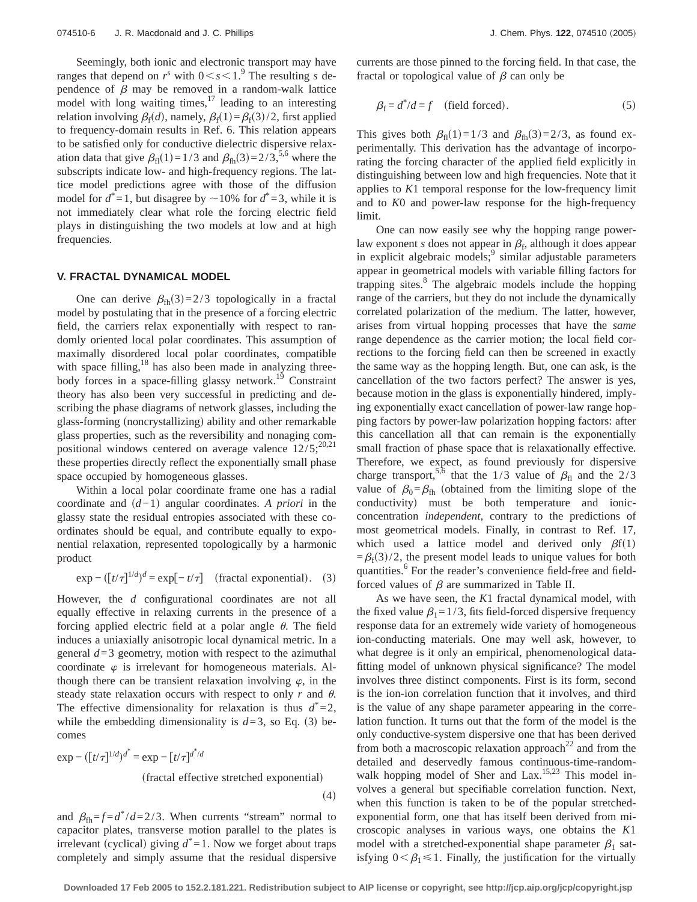Seemingly, both ionic and electronic transport may have ranges that depend on $r^s$ with $0<s<1$.[9] The resulting $s$ dependence of $\beta$ may be removed in a random-walk lattice model with long waiting times,[17] leading to an interesting relation involving $\beta_f(d)$, namely, $\beta_f(1)=\beta_f(3)/2$, first applied to frequency-domain results in Ref. 6. This relation appears to be satisfied only for conductive dielectric dispersive relaxation data that give $\beta_{fl}(1)=1/3$ and $\beta_{fh}(3)=2/3$,[5,6] where the subscripts indicate low- and high-frequency regions. The lattice model predictions agree with those of the diffusion model for $d^*=1$, but disagree by $\sim 10\%$ for $d^*=3$, while it is not immediately clear what role the forcing electric field plays in distinguishing the two models at low and at high frequencies.

## V. FRACTAL DYNAMICAL MODEL

One can derive $\beta_{fh}(3)=2/3$ topologically in a fractal model by postulating that in the presence of a forcing electric field, the carriers relax exponentially with respect to randomly oriented local polar coordinates. This assumption of maximally disordered local polar coordinates, compatible with space filling,[18] has also been made in analyzing three-body forces in a space-filling glassy network.[19] Constraint theory has also been very successful in predicting and describing the phase diagrams of network glasses, including the glass-forming (noncrystallizing) ability and other remarkable glass properties, such as the reversibility and nonaging compositional windows centered on average valence $12/5$;[20,21] these properties directly reflect the exponentially small phase space occupied by homogeneous glasses.

Within a local polar coordinate frame one has a radial coordinate and $(d-1)$ angular coordinates. *A priori* in the glassy state the residual entropies associated with these coordinates should be equal, and contribute equally to exponential relaxation, represented topologically by a harmonic product

$$\exp - ([t/\tau]^{1/d})^d = \exp[-t/\tau] \quad \text{(fractal exponential)}. \quad (3)$$

However, the $d$ configurational coordinates are not all equally effective in relaxing currents in the presence of a forcing applied electric field at a polar angle $\theta$. The field induces a uniaxially anisotropic local dynamical metric. In a general $d=3$ geometry, motion with respect to the azimuthal coordinate $\varphi$ is irrelevant for homogeneous materials. Although there can be transient relaxation involving $\varphi$, in the steady state relaxation occurs with respect to only $r$ and $\theta$. The effective dimensionality for relaxation is thus $d^*=2$, while the embedding dimensionality is $d=3$, so Eq. (3) becomes

$$\exp - ([t/\tau]^{1/d})^{d^*} = \exp - [t/\tau]^{d^*/d} \quad \text{(fractal effective stretched exponential)} \quad (4)$$

and $\beta_{fh}=f=d^*/d=2/3$. When currents "stream" normal to capacitor plates, transverse motion parallel to the plates is irrelevant (cyclical) giving $d^*=1$. Now we forget about traps completely and simply assume that the residual dispersive currents are those pinned to the forcing field. In that case, the fractal or topological value of $\beta$ can only be

$$\beta_f = d^*/d = f \quad \text{(field forced)}. \quad (5)$$

This gives both $\beta_{fl}(1)=1/3$ and $\beta_{fh}(3)=2/3$, as found experimentally. This derivation has the advantage of incorporating the forcing character of the applied field explicitly in distinguishing between low and high frequencies. Note that it applies to $K1$ temporal response for the low-frequency limit and to $K0$ and power-law response for the high-frequency limit.

One can now easily see why the hopping range power-law exponent $s$ does not appear in $\beta_f$, although it does appear in explicit algebraic models;[9] similar adjustable parameters appear in geometrical models with variable filling factors for trapping sites.[8] The algebraic models include the hopping range of the carriers, but they do not include the dynamically correlated polarization of the medium. The latter, however, arises from virtual hopping processes that have the *same* range dependence as the carrier motion; the local field corrections to the forcing field can then be screened in exactly the same way as the hopping length. But, one can ask, is the cancellation of the two factors perfect? The answer is yes, because motion in the glass is exponentially hindered, implying exponentially exact cancellation of power-law range hopping factors by power-law polarization hopping factors: after this cancellation all that can remain is the exponentially small fraction of phase space that is relaxationally effective. Therefore, we expect, as found previously for dispersive charge transport,[5,6] that the $1/3$ value of $\beta_{fl}$ and the $2/3$ value of $\beta_0=\beta_{fh}$ (obtained from the limiting slope of the conductivity) must be both temperature and ionic-concentration *independent*, contrary to the predictions of most geometrical models. Finally, in contrast to Ref. 17, which used a lattice model and derived only $\beta f(1)=\beta_f(3)/2$, the present model leads to unique values for both quantities.[6] For the reader's convenience field-free and field-forced values of $\beta$ are summarized in Table II.

As we have seen, the $K1$ fractal dynamical model, with the fixed value $\beta_1=1/3$, fits field-forced dispersive frequency response data for an extremely wide variety of homogeneous ion-conducting materials. One may well ask, however, to what degree is it only an empirical, phenomenological data-fitting model of unknown physical significance? The model involves three distinct components. First is its form, second is the ion-ion correlation function that it involves, and third is the value of any shape parameter appearing in the correlation function. It turns out that the form of the model is the only conductive-system dispersive one that has been derived from both a macroscopic relaxation approach[22] and from the detailed and deservedly famous continuous-time-random-walk hopping model of Sher and Lax.[15,23] This model involves a general but specifiable correlation function. Next, when this function is taken to be of the popular stretched-exponential form, one that has itself been derived from microscopic analyses in various ways, one obtains the $K1$ model with a stretched-exponential shape parameter $\beta_1$ satisfying $0<\beta_1\leq 1$. Finally, the justification for the virtually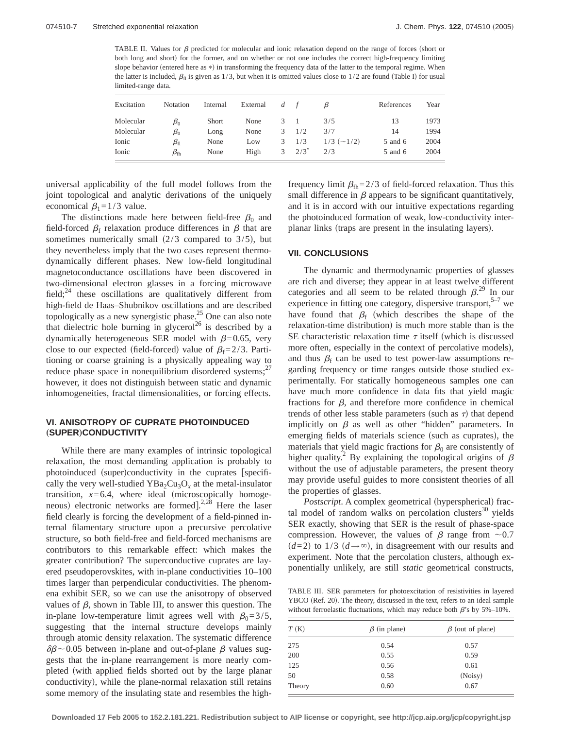TABLE II. Values for $\beta$ predicted for molecular and ionic relaxation depend on the range of forces (short or both long and short) for the former, and on whether or not one includes the correct high-frequency limiting slope behavior (entered here as *) in transforming the frequency data of the latter to the temporal regime. When the latter is included, $\beta_{fl}$ is given as 1/3, but when it is omitted values close to 1/2 are found (Table I) for usual limited-range data.

| Excitation | Notation | Internal | External | $d$ | $f$ | $\beta$ | References | Year |
|---|---|---|---|---|---|---|---|---|
| Molecular | $\beta_0$ | Short | None | 3 | 1 | 3/5 | 13 | 1973 |
| Molecular | $\beta_0$ | Long | None | 3 | 1/2 | 3/7 | 14 | 1994 |
| Ionic | $\beta_{fl}$ | None | Low | 3 | 1/3 | 1/3 (~1/2) | 5 and 6 | 2004 |
| Ionic | $\beta_{fh}$ | None | High | 3 | 2/3* | 2/3 | 5 and 6 | 2004 |

universal applicability of the full model follows from the joint topological and analytic derivations of the uniquely economical $\beta_1 = 1/3$ value.

The distinctions made here between field-free $\beta_0$ and field-forced $\beta_f$ relaxation produce differences in $\beta$ that are sometimes numerically small (2/3 compared to 3/5), but they nevertheless imply that the two cases represent thermodynamically different phases. New low-field longitudinal magnetoconductance oscillations have been discovered in two-dimensional electron glasses in a forcing microwave field;[24] these oscillations are qualitatively different from high-field de Haas–Shubnikov oscillations and are described topologically as a new synergistic phase.[25] One can also note that dielectric hole burning in glycerol[26] is described by a dynamically heterogeneous SER model with $\beta = 0.65$, very close to our expected (field-forced) value of $\beta_f = 2/3$. Partitioning or coarse graining is a physically appealing way to reduce phase space in nonequilibrium disordered systems;[27] however, it does not distinguish between static and dynamic inhomogeneities, fractal dimensionalities, or forcing effects.

## VI. ANISOTROPY OF CUPRATE PHOTOINDUCED (SUPER)CONDUCTIVITY

While there are many examples of intrinsic topological relaxation, the most demanding application is probably to photoinduced (super)conductivity in the cuprates [specifically the very well-studied $YBa_2Cu_3O_x$ at the metal-insulator transition, $x = 6.4$, where ideal (microscopically homogeneous) electronic networks are formed].[2,28] Here the laser field clearly is forcing the development of a field-pinned internal filamentary structure upon a precursive percolative structure, so both field-free and field-forced mechanisms are contributors to this remarkable effect: which makes the greater contribution? The superconductive cuprates are layered pseudoperovskites, with in-plane conductivities 10–100 times larger than perpendicular conductivities. The phenomena exhibit SER, so we can use the anisotropy of observed values of $\beta$, shown in Table III, to answer this question. The in-plane low-temperature limit agrees well with $\beta_0 = 3/5$, suggesting that the internal structure develops mainly through atomic density relaxation. The systematic difference $\delta\beta \sim 0.05$ between in-plane and out-of-plane $\beta$ values suggests that the in-plane rearrangement is more nearly completed (with applied fields shorted out by the large planar conductivity), while the plane-normal relaxation still retains some memory of the insulating state and resembles the high-frequency limit $\beta_{fh} = 2/3$ of field-forced relaxation. Thus this small difference in $\beta$ appears to be significant quantitatively, and it is in accord with our intuitive expectations regarding the photoinduced formation of weak, low-conductivity interplanar links (traps are present in the insulating layers).

## VII. CONCLUSIONS

The dynamic and thermodynamic properties of glasses are rich and diverse; they appear in at least twelve different categories and all seem to be related through $\beta$.[29] In our experience in fitting one category, dispersive transport,[5–7] we have found that $\beta_f$ (which describes the shape of the relaxation-time distribution) is much more stable than is the SE characteristic relaxation time $\tau$ itself (which is discussed more often, especially in the context of percolative models), and thus $\beta_f$ can be used to test power-law assumptions regarding frequency or time ranges outside those studied experimentally. For statically homogeneous samples one can have much more confidence in data fits that yield magic fractions for $\beta$, and therefore more confidence in chemical trends of other less stable parameters (such as $\tau$) that depend implicitly on $\beta$ as well as other "hidden" parameters. In emerging fields of materials science (such as cuprates), the materials that yield magic fractions for $\beta_0$ are consistently of higher quality.[2] By explaining the topological origins of $\beta$ without the use of adjustable parameters, the present theory may provide useful guides to more consistent theories of all the properties of glasses.

*Postscript*. A complex geometrical (hyperspherical) fractal model of random walks on percolation clusters[30] yields SER exactly, showing that SER is the result of phase-space compression. However, the values of $\beta$ range from ~0.7 ($d=2$) to 1/3 ($d \to \infty$), in disagreement with our results and experiment. Note that the percolation clusters, although exponentially unlikely, are still *static* geometrical constructs,

TABLE III. SER parameters for photoexcitation of resistivities in layered YBCO (Ref. 20). The theory, discussed in the text, refers to an ideal sample without ferroelastic fluctuations, which may reduce both $\beta$'s by 5%–10%.

| $T$ (K) | $\beta$ (in plane) | $\beta$ (out of plane) |
|---|---|---|
| 275 | 0.54 | 0.57 |
| 200 | 0.55 | 0.59 |
| 125 | 0.56 | 0.61 |
| 50 | 0.58 | (Noisy) |
| Theory | 0.60 | 0.67 |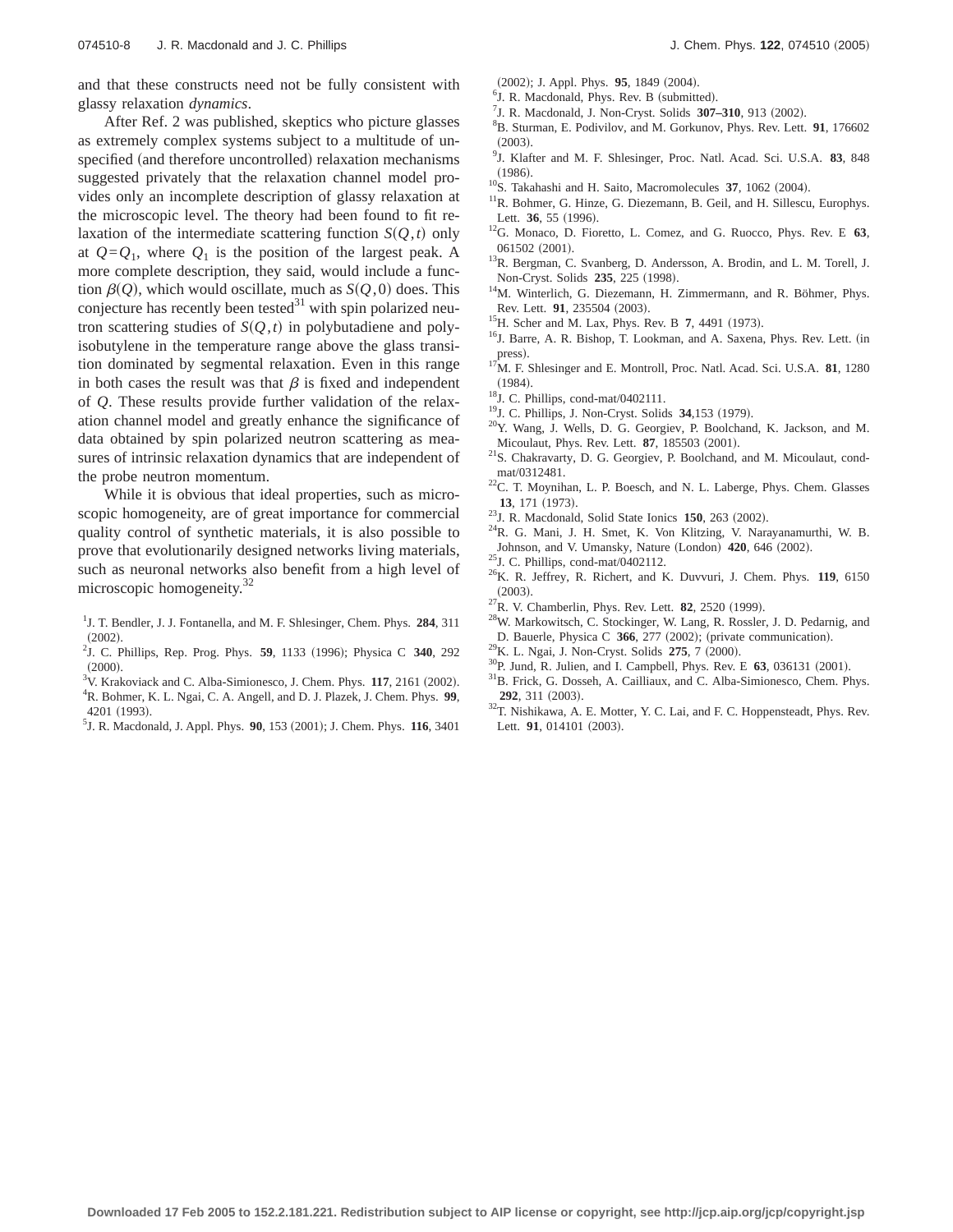and that these constructs need not be fully consistent with glassy relaxation *dynamics*.

After Ref. 2 was published, skeptics who picture glasses as extremely complex systems subject to a multitude of unspecified (and therefore uncontrolled) relaxation mechanisms suggested privately that the relaxation channel model provides only an incomplete description of glassy relaxation at the microscopic level. The theory had been found to fit relaxation of the intermediate scattering function $S(Q,t)$ only at $Q=Q_1$, where $Q_1$ is the position of the largest peak. A more complete description, they said, would include a function $\beta(Q)$, which would oscillate, much as $S(Q,0)$ does. This conjecture has recently been tested[31] with spin polarized neutron scattering studies of $S(Q,t)$ in polybutadiene and polyisobutylene in the temperature range above the glass transition dominated by segmental relaxation. Even in this range in both cases the result was that $\beta$ is fixed and independent of $Q$. These results provide further validation of the relaxation channel model and greatly enhance the significance of data obtained by spin polarized neutron scattering as measures of intrinsic relaxation dynamics that are independent of the probe neutron momentum.

While it is obvious that ideal properties, such as microscopic homogeneity, are of great importance for commercial quality control of synthetic materials, it is also possible to prove that evolutionarily designed networks living materials, such as neuronal networks also benefit from a high level of microscopic homogeneity.[32]

[1] J. T. Bendler, J. J. Fontanella, and M. F. Shlesinger, Chem. Phys. **284**, 311 (2002).
[2] J. C. Phillips, Rep. Prog. Phys. **59**, 1133 (1996); Physica C **340**, 292 (2000).
[3] V. Krakoviack and C. Alba-Simionesco, J. Chem. Phys. **117**, 2161 (2002).
[4] R. Bohmer, K. L. Ngai, C. A. Angell, and D. J. Plazek, J. Chem. Phys. **99**, 4201 (1993).
[5] J. R. Macdonald, J. Appl. Phys. **90**, 153 (2001); J. Chem. Phys. **116**, 3401 (2002); J. Appl. Phys. **95**, 1849 (2004).
[6] J. R. Macdonald, Phys. Rev. B (submitted).
[7] J. R. Macdonald, J. Non-Cryst. Solids **307–310**, 913 (2002).
[8] B. Sturman, E. Podivilov, and M. Gorkunov, Phys. Rev. Lett. **91**, 176602 (2003).
[9] J. Klafter and M. F. Shlesinger, Proc. Natl. Acad. Sci. U.S.A. **83**, 848 (1986).
[10] S. Takahashi and H. Saito, Macromolecules **37**, 1062 (2004).
[11] R. Bohmer, G. Hinze, G. Diezemann, B. Geil, and H. Sillescu, Europhys. Lett. **36**, 55 (1996).
[12] G. Monaco, D. Fioretto, L. Comez, and G. Ruocco, Phys. Rev. E **63**, 061502 (2001).
[13] R. Bergman, C. Svanberg, D. Andersson, A. Brodin, and L. M. Torell, J. Non-Cryst. Solids **235**, 225 (1998).
[14] M. Winterlich, G. Diezemann, H. Zimmermann, and R. Böhmer, Phys. Rev. Lett. **91**, 235504 (2003).
[15] H. Scher and M. Lax, Phys. Rev. B **7**, 4491 (1973).
[16] J. Barre, A. R. Bishop, T. Lookman, and A. Saxena, Phys. Rev. Lett. (in press).
[17] M. F. Shlesinger and E. Montroll, Proc. Natl. Acad. Sci. U.S.A. **81**, 1280 (1984).
[18] J. C. Phillips, cond-mat/0402111.
[19] J. C. Phillips, J. Non-Cryst. Solids **34**,153 (1979).
[20] Y. Wang, J. Wells, D. G. Georgiev, P. Boolchand, K. Jackson, and M. Micoulaut, Phys. Rev. Lett. **87**, 185503 (2001).
[21] S. Chakravarty, D. G. Georgiev, P. Boolchand, and M. Micoulaut, cond-mat/0312481.
[22] C. T. Moynihan, L. P. Boesch, and N. L. Laberge, Phys. Chem. Glasses **13**, 171 (1973).
[23] J. R. Macdonald, Solid State Ionics **150**, 263 (2002).
[24] R. G. Mani, J. H. Smet, K. Von Klitzing, V. Narayanamurthi, W. B. Johnson, and V. Umansky, Nature (London) **420**, 646 (2002).
[25] J. C. Phillips, cond-mat/0402112.
[26] K. R. Jeffrey, R. Richert, and K. Duvvuri, J. Chem. Phys. **119**, 6150 (2003).
[27] R. V. Chamberlin, Phys. Rev. Lett. **82**, 2520 (1999).
[28] W. Markowitsch, C. Stockinger, W. Lang, R. Rossler, J. D. Pedarnig, and D. Bauerle, Physica C **366**, 277 (2002); (private communication).
[29] K. L. Ngai, J. Non-Cryst. Solids **275**, 7 (2000).
[30] P. Jund, R. Julien, and I. Campbell, Phys. Rev. E **63**, 036131 (2001).
[31] B. Frick, G. Dosseh, A. Cailliaux, and C. Alba-Simionesco, Chem. Phys. **292**, 311 (2003).
[32] T. Nishikawa, A. E. Motter, Y. C. Lai, and F. C. Hoppensteadt, Phys. Rev. Lett. **91**, 014101 (2003).